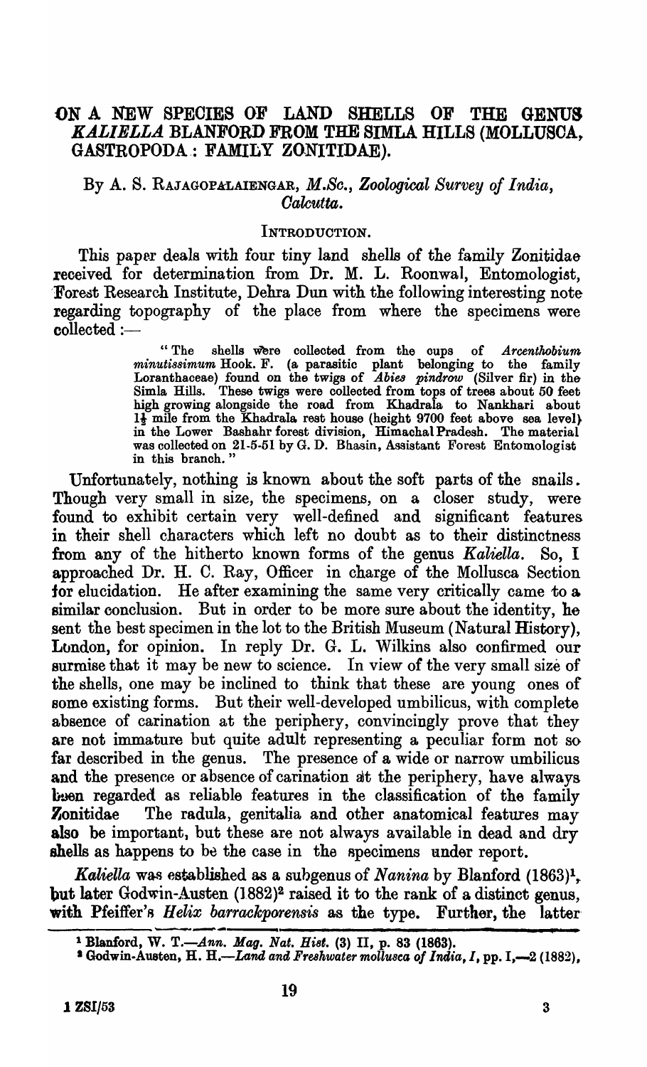# ON A NEW SPECIES OF LAND SHELLS OF THE GENUS *KALIELLA* BLANFORD FROM THE SIMLA HILLS (MOLLUSCA, GASTROPODA: FAMILY ZONITIDAE).

By A. S. Rajagopalaiengar, *M.Sc.*, *Zoological Survey of India, Calcutta.*

## Introduction.

This paper deals with four tiny land shells of the family Zonitidae received for determination from Dr. M. L. Roonwal, Entomologist, Forest Research Institute, Dehra Dun with the following interesting note regarding topography of the place from where the specimens were collected :—

> "The shells were collected from the cups of *Arcenthobium minutissimum* Hook. F. (a parasitic plant belonging to the family Loranthaceae) found on the twigs of *Abies pindrow* (Silver fir) in the Simla Hills. These twigs were collected from tops of trees about 50 feet high growing alongside the road from Khadrala to Nankhari about 1½ mile from the Khadrala rest house (height 9700 feet above sea level) in the Lower Bashahr forest division, Himachal Pradesh. The material was collected on 21-5-51 by G. D. Bhasin, Assistant Forest Entomologist in this branch."

Unfortunately, nothing is known about the soft parts of the snails. Though very small in size, the specimens, on a closer study, were found to exhibit certain very well-defined and significant features in their shell characters which left no doubt as to their distinctness from any of the hitherto known forms of the genus *Kaliella*. So, I approached Dr. H. C. Ray, Officer in charge of the Mollusca Section for elucidation. He after examining the same very critically came to a similar conclusion. But in order to be more sure about the identity, he sent the best specimen in the lot to the British Museum (Natural History), London, for opinion. In reply Dr. G. L. Wilkins also confirmed our surmise that it may be new to science. In view of the very small size of the shells, one may be inclined to think that these are young ones of some existing forms. But their well-developed umbilicus, with complete absence of carination at the periphery, convincingly prove that they are not immature but quite adult representing a peculiar form not so far described in the genus. The presence of a wide or narrow umbilicus and the presence or absence of carination at the periphery, have always been regarded as reliable features in the classification of the family Zonitidae The radula, genitalia and other anatomical features may also be important, but these are not always available in dead and dry shells as happens to be the case in the specimens under report.

*Kaliella* was established as a subgenus of *Nanina* by Blanford (1863)[1], but later Godwin-Austen (1882)[2] raised it to the rank of a distinct genus, with Pfeiffer's *Helix barrackporensis* as the type. Further, the latter

[1] Blanford, W. T.—*Ann. Mag. Nat. Hist.* (3) II, p. 83 (1863).

[2] Godwin-Austen, H. H.—*Land and Freshwater mollusca of India, I*, pp. I,—2 (1882),

1 ZSI/53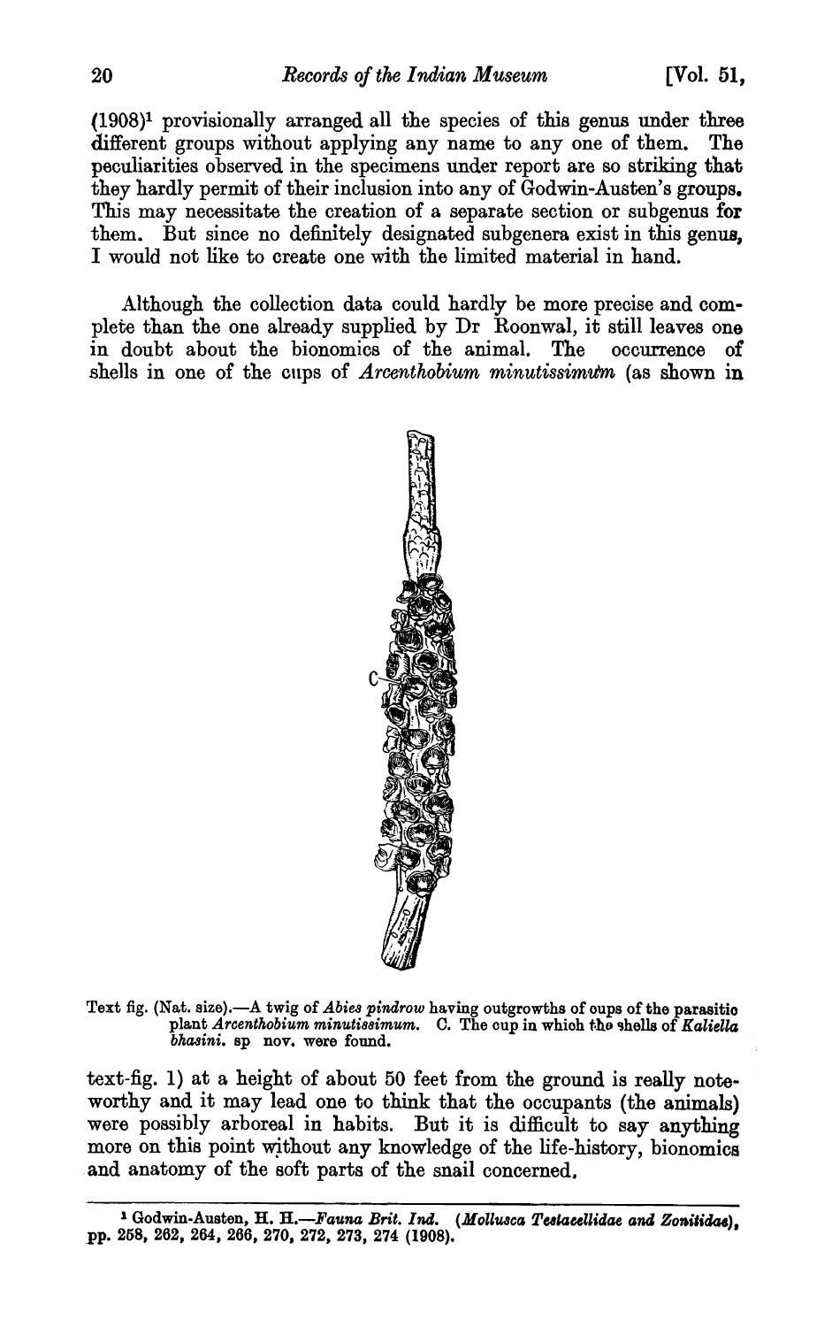(1908)[1] provisionally arranged all the species of this genus under three different groups without applying any name to any one of them. The peculiarities observed in the specimens under report are so striking that they hardly permit of their inclusion into any of Godwin-Austen's groups. This may necessitate the creation of a separate section or subgenus for them. But since no definitely designated subgenera exist in this genus, I would not like to create one with the limited material in hand.

Although the collection data could hardly be more precise and complete than the one already supplied by Dr Roonwal, it still leaves one in doubt about the bionomics of the animal. The occurrence of shells in one of the cups of *Arcenthobium minutissimum* (as shown in

Text fig. (Nat. size).—A twig of *Abies pindrow* having outgrowths of cups of the parasitic plant *Arcenthobium minutissimum*. C. The cup in which the shells of *Kaliella bhasini*. sp nov. were found.

text-fig. 1) at a height of about 50 feet from the ground is really noteworthy and it may lead one to think that the occupants (the animals) were possibly arboreal in habits. But it is difficult to say anything more on this point without any knowledge of the life-history, bionomics and anatomy of the soft parts of the snail concerned.

---

[1] Godwin-Austen, H. H.—*Fauna Brit. Ind.* (*Mollusca Testacellidae and Zonitidae*), pp. 258, 262, 264, 266, 270, 272, 273, 274 (1908).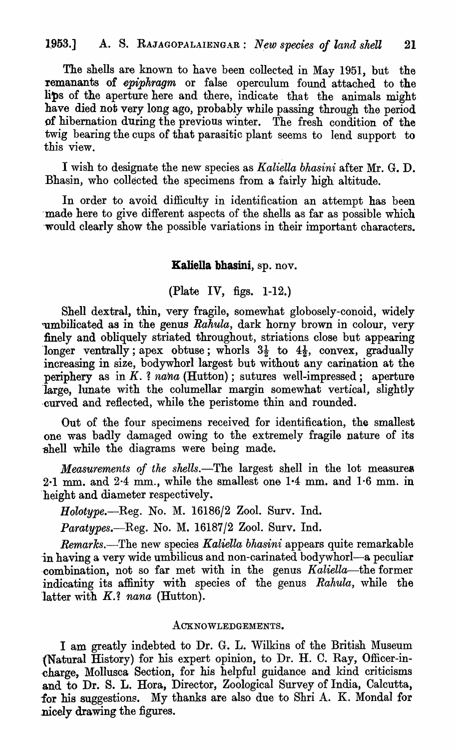The shells are known to have been collected in May 1951, but the remanants of *epiphragm* or false operculum found attached to the lips of the aperture here and there, indicate that the animals might have died not very long ago, probably while passing through the period of hibernation during the previous winter. The fresh condition of the twig bearing the cups of that parasitic plant seems to lend support to this view.

I wish to designate the new species as *Kaliella bhasini* after Mr. G. D. Bhasin, who collected the specimens from a fairly high altitude.

In order to avoid difficulty in identification an attempt has been made here to give different aspects of the shells as far as possible which would clearly show the possible variations in their important characters.

### **Kaliella bhasini**, sp. nov.

(Plate IV, figs. 1-12.)

Shell dextral, thin, very fragile, somewhat globosely-conoid, widely umbilicated as in the genus *Rahula*, dark horny brown in colour, very finely and obliquely striated throughout, striations close but appearing longer ventrally; apex obtuse; whorls $3\frac{1}{2}$ to $4\frac{1}{2}$, convex, gradually increasing in size, bodywhorl largest but without any carination at the periphery as in *K.* ? *nana* (Hutton); sutures well-impressed; aperture large, lunate with the columellar margin somewhat vertical, slightly curved and reflected, while the peristome thin and rounded.

Out of the four specimens received for identification, the smallest one was badly damaged owing to the extremely fragile nature of its shell while the diagrams were being made.

*Measurements of the shells.*—The largest shell in the lot measures 2·1 mm. and 2·4 mm., while the smallest one 1·4 mm. and 1·6 mm. in height and diameter respectively.

*Holotype.*—Reg. No. M. 16186/2 Zool. Surv. Ind.

*Paratypes.*—Reg. No. M. 16187/2 Zool. Surv. Ind.

*Remarks.*—The new species *Kaliella bhasini* appears quite remarkable in having a very wide umbilicus and non-carinated bodywhorl—a peculiar combination, not so far met with in the genus *Kaliella*—the former indicating its affinity with species of the genus *Rahula*, while the latter with *K.*? *nana* (Hutton).

## Acknowledgements.

I am greatly indebted to Dr. G. L. Wilkins of the British Museum (Natural History) for his expert opinion, to Dr. H. C. Ray, Officer-in-charge, Mollusca Section, for his helpful guidance and kind criticisms and to Dr. S. L. Hora, Director, Zoological Survey of India, Calcutta, for his suggestions. My thanks are also due to Shri A. K. Mondal for nicely drawing the figures.